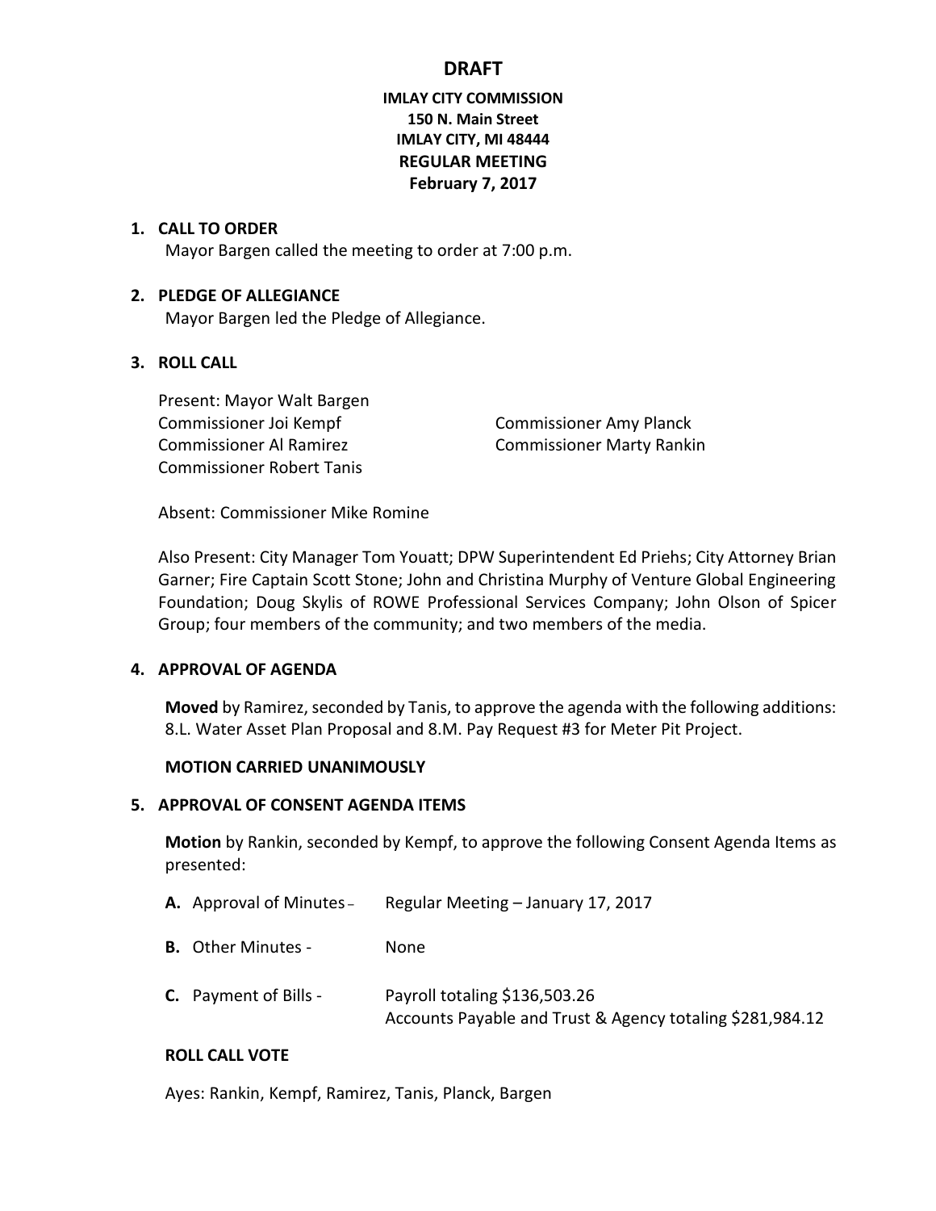# DRAFT

**IMLAY CITY COMMISSION**
**150 N. Main Street**
**IMLAY CITY, MI 48444**
**REGULAR MEETING**
**February 7, 2017**

1. **CALL TO ORDER**

   Mayor Bargen called the meeting to order at 7:00 p.m.

2. **PLEDGE OF ALLEGIANCE**

   Mayor Bargen led the Pledge of Allegiance.

3. **ROLL CALL**

   Present: Mayor Walt Bargen
   Commissioner Joi Kempf
   Commissioner Amy Planck
   Commissioner Al Ramirez
   Commissioner Marty Rankin
   Commissioner Robert Tanis

   Absent: Commissioner Mike Romine

   Also Present: City Manager Tom Youatt; DPW Superintendent Ed Priehs; City Attorney Brian Garner; Fire Captain Scott Stone; John and Christina Murphy of Venture Global Engineering Foundation; Doug Skylis of ROWE Professional Services Company; John Olson of Spicer Group; four members of the community; and two members of the media.

4. **APPROVAL OF AGENDA**

   **Moved** by Ramirez, seconded by Tanis, to approve the agenda with the following additions: 8.L. Water Asset Plan Proposal and 8.M. Pay Request #3 for Meter Pit Project.

   **MOTION CARRIED UNANIMOUSLY**

5. **APPROVAL OF CONSENT AGENDA ITEMS**

   **Motion** by Rankin, seconded by Kempf, to approve the following Consent Agenda Items as presented:

   **A.** Approval of Minutes – Regular Meeting – January 17, 2017

   **B.** Other Minutes - None

   **C.** Payment of Bills - Payroll totaling $136,503.26
   Accounts Payable and Trust & Agency totaling $281,984.12

   **ROLL CALL VOTE**

   Ayes: Rankin, Kempf, Ramirez, Tanis, Planck, Bargen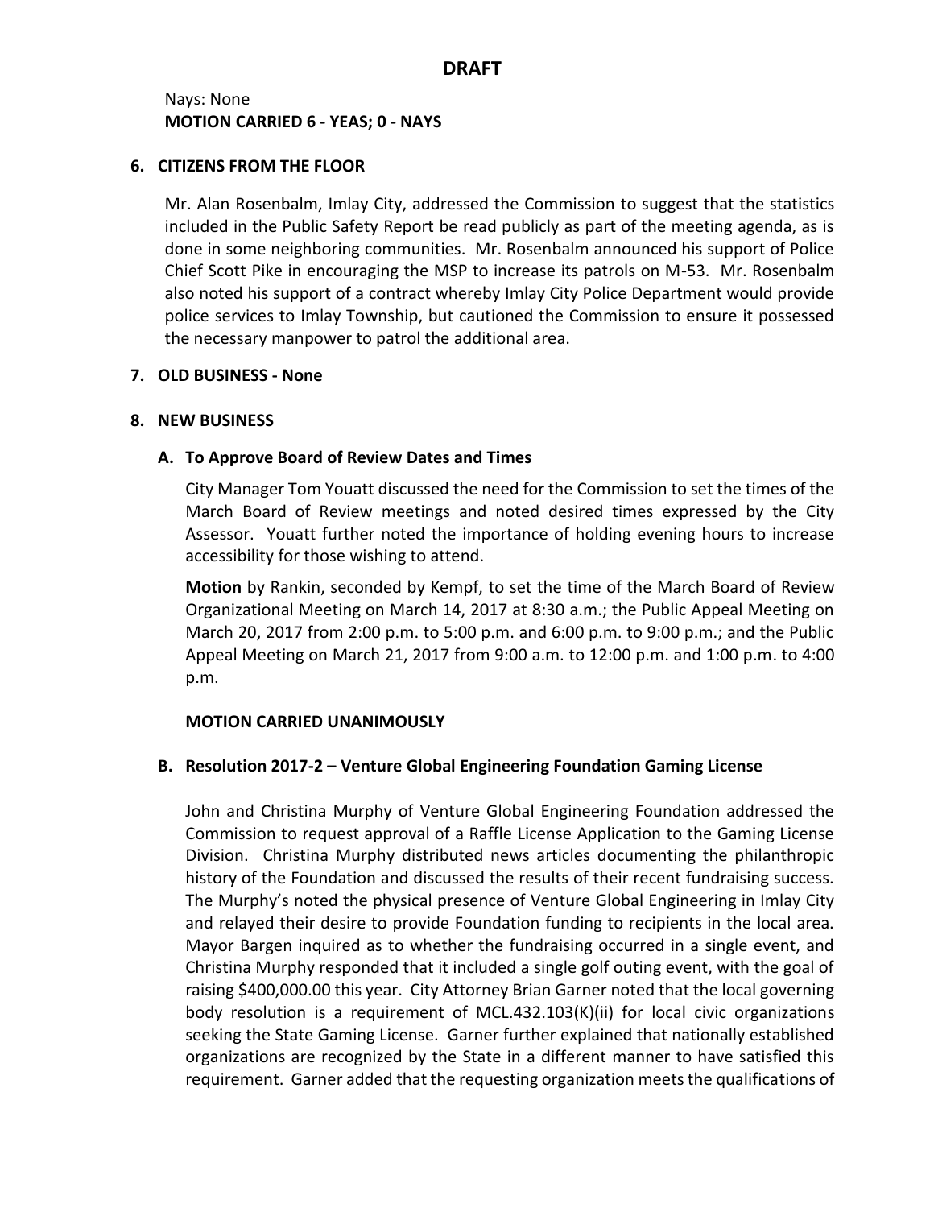**DRAFT**

Nays: None
**MOTION CARRIED 6 - YEAS; 0 - NAYS**

## 6. CITIZENS FROM THE FLOOR

Mr. Alan Rosenbalm, Imlay City, addressed the Commission to suggest that the statistics included in the Public Safety Report be read publicly as part of the meeting agenda, as is done in some neighboring communities. Mr. Rosenbalm announced his support of Police Chief Scott Pike in encouraging the MSP to increase its patrols on M-53. Mr. Rosenbalm also noted his support of a contract whereby Imlay City Police Department would provide police services to Imlay Township, but cautioned the Commission to ensure it possessed the necessary manpower to patrol the additional area.

## 7. OLD BUSINESS - None

## 8. NEW BUSINESS

### A. To Approve Board of Review Dates and Times

City Manager Tom Youatt discussed the need for the Commission to set the times of the March Board of Review meetings and noted desired times expressed by the City Assessor. Youatt further noted the importance of holding evening hours to increase accessibility for those wishing to attend.

**Motion** by Rankin, seconded by Kempf, to set the time of the March Board of Review Organizational Meeting on March 14, 2017 at 8:30 a.m.; the Public Appeal Meeting on March 20, 2017 from 2:00 p.m. to 5:00 p.m. and 6:00 p.m. to 9:00 p.m.; and the Public Appeal Meeting on March 21, 2017 from 9:00 a.m. to 12:00 p.m. and 1:00 p.m. to 4:00 p.m.

**MOTION CARRIED UNANIMOUSLY**

### B. Resolution 2017-2 – Venture Global Engineering Foundation Gaming License

John and Christina Murphy of Venture Global Engineering Foundation addressed the Commission to request approval of a Raffle License Application to the Gaming License Division. Christina Murphy distributed news articles documenting the philanthropic history of the Foundation and discussed the results of their recent fundraising success. The Murphy's noted the physical presence of Venture Global Engineering in Imlay City and relayed their desire to provide Foundation funding to recipients in the local area. Mayor Bargen inquired as to whether the fundraising occurred in a single event, and Christina Murphy responded that it included a single golf outing event, with the goal of raising $400,000.00 this year. City Attorney Brian Garner noted that the local governing body resolution is a requirement of MCL.432.103(K)(ii) for local civic organizations seeking the State Gaming License. Garner further explained that nationally established organizations are recognized by the State in a different manner to have satisfied this requirement. Garner added that the requesting organization meets the qualifications of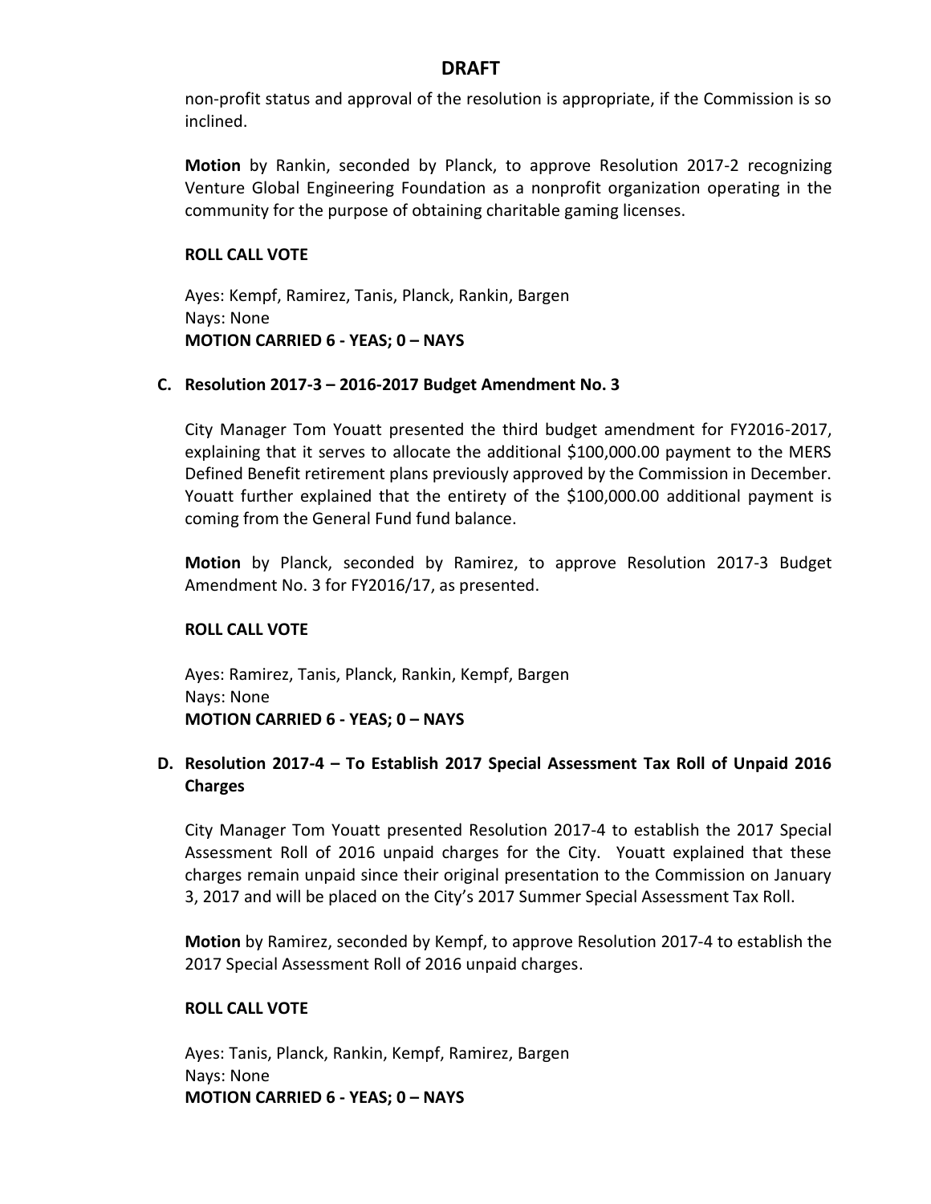**DRAFT**

non-profit status and approval of the resolution is appropriate, if the Commission is so inclined.

**Motion** by Rankin, seconded by Planck, to approve Resolution 2017-2 recognizing Venture Global Engineering Foundation as a nonprofit organization operating in the community for the purpose of obtaining charitable gaming licenses.

**ROLL CALL VOTE**

Ayes: Kempf, Ramirez, Tanis, Planck, Rankin, Bargen
Nays: None
**MOTION CARRIED 6 - YEAS; 0 – NAYS**

### C. Resolution 2017-3 – 2016-2017 Budget Amendment No. 3

City Manager Tom Youatt presented the third budget amendment for FY2016-2017, explaining that it serves to allocate the additional $100,000.00 payment to the MERS Defined Benefit retirement plans previously approved by the Commission in December. Youatt further explained that the entirety of the $100,000.00 additional payment is coming from the General Fund fund balance.

**Motion** by Planck, seconded by Ramirez, to approve Resolution 2017-3 Budget Amendment No. 3 for FY2016/17, as presented.

**ROLL CALL VOTE**

Ayes: Ramirez, Tanis, Planck, Rankin, Kempf, Bargen
Nays: None
**MOTION CARRIED 6 - YEAS; 0 – NAYS**

### D. Resolution 2017-4 – To Establish 2017 Special Assessment Tax Roll of Unpaid 2016 Charges

City Manager Tom Youatt presented Resolution 2017-4 to establish the 2017 Special Assessment Roll of 2016 unpaid charges for the City. Youatt explained that these charges remain unpaid since their original presentation to the Commission on January 3, 2017 and will be placed on the City's 2017 Summer Special Assessment Tax Roll.

**Motion** by Ramirez, seconded by Kempf, to approve Resolution 2017-4 to establish the 2017 Special Assessment Roll of 2016 unpaid charges.

**ROLL CALL VOTE**

Ayes: Tanis, Planck, Rankin, Kempf, Ramirez, Bargen
Nays: None
**MOTION CARRIED 6 - YEAS; 0 – NAYS**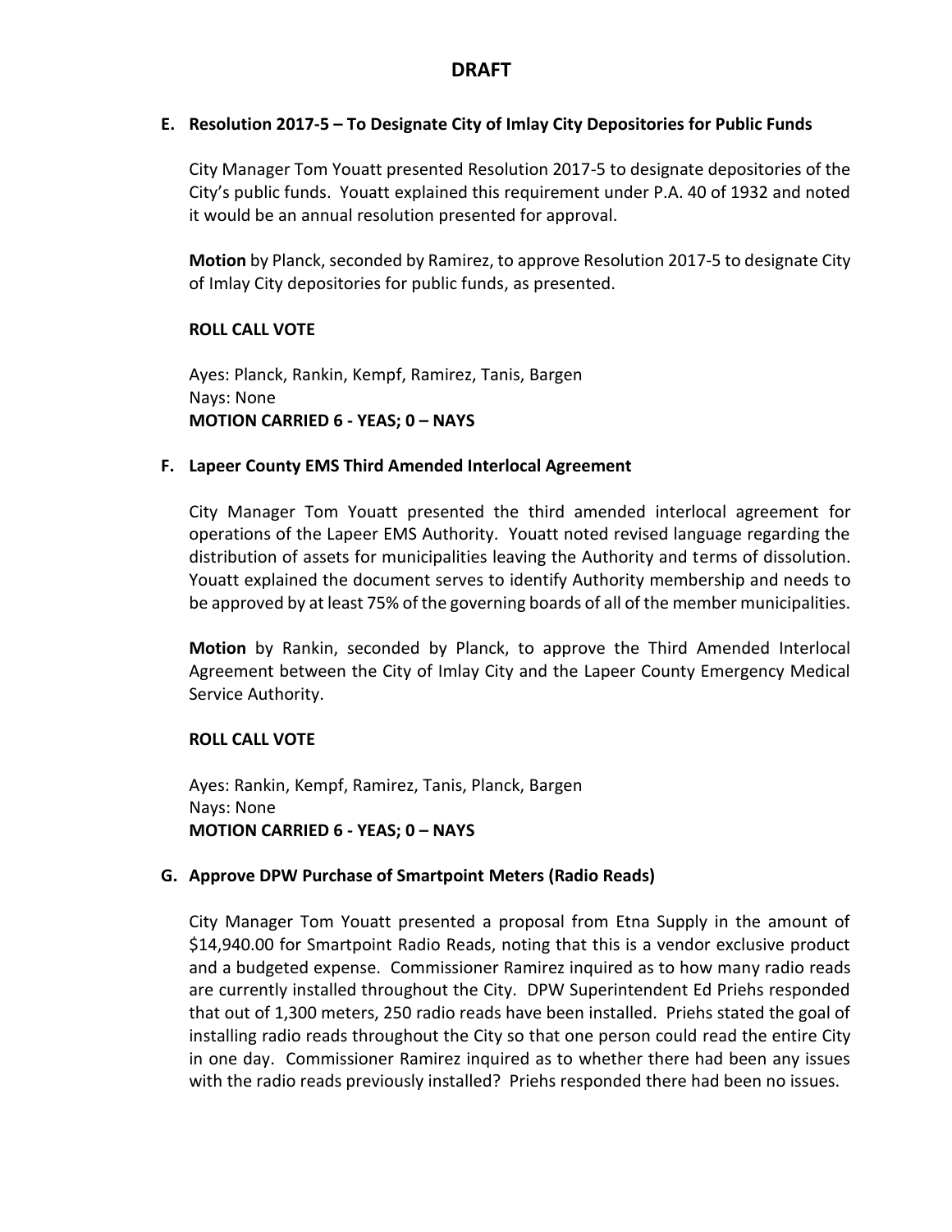# DRAFT

**E. Resolution 2017-5 – To Designate City of Imlay City Depositories for Public Funds**

City Manager Tom Youatt presented Resolution 2017-5 to designate depositories of the City's public funds. Youatt explained this requirement under P.A. 40 of 1932 and noted it would be an annual resolution presented for approval.

**Motion** by Planck, seconded by Ramirez, to approve Resolution 2017-5 to designate City of Imlay City depositories for public funds, as presented.

**ROLL CALL VOTE**

Ayes: Planck, Rankin, Kempf, Ramirez, Tanis, Bargen
Nays: None
**MOTION CARRIED 6 - YEAS; 0 – NAYS**

**F. Lapeer County EMS Third Amended Interlocal Agreement**

City Manager Tom Youatt presented the third amended interlocal agreement for operations of the Lapeer EMS Authority. Youatt noted revised language regarding the distribution of assets for municipalities leaving the Authority and terms of dissolution. Youatt explained the document serves to identify Authority membership and needs to be approved by at least 75% of the governing boards of all of the member municipalities.

**Motion** by Rankin, seconded by Planck, to approve the Third Amended Interlocal Agreement between the City of Imlay City and the Lapeer County Emergency Medical Service Authority.

**ROLL CALL VOTE**

Ayes: Rankin, Kempf, Ramirez, Tanis, Planck, Bargen
Nays: None
**MOTION CARRIED 6 - YEAS; 0 – NAYS**

**G. Approve DPW Purchase of Smartpoint Meters (Radio Reads)**

City Manager Tom Youatt presented a proposal from Etna Supply in the amount of $14,940.00 for Smartpoint Radio Reads, noting that this is a vendor exclusive product and a budgeted expense. Commissioner Ramirez inquired as to how many radio reads are currently installed throughout the City. DPW Superintendent Ed Priehs responded that out of 1,300 meters, 250 radio reads have been installed. Priehs stated the goal of installing radio reads throughout the City so that one person could read the entire City in one day. Commissioner Ramirez inquired as to whether there had been any issues with the radio reads previously installed? Priehs responded there had been no issues.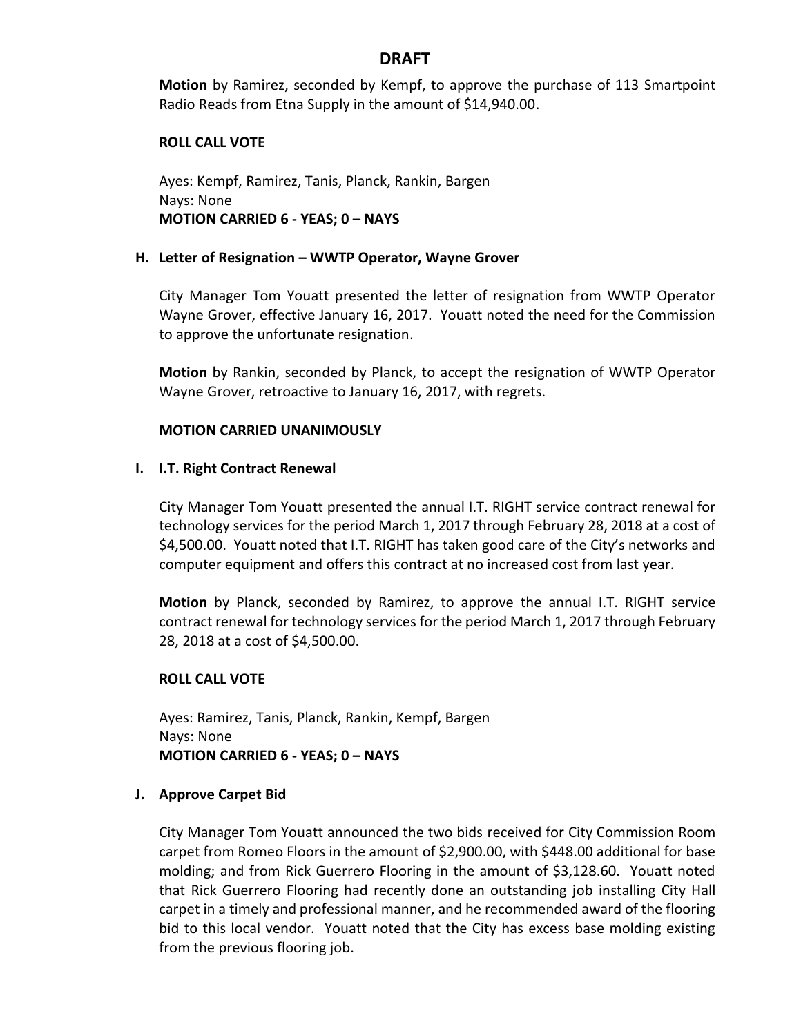# DRAFT

**Motion** by Ramirez, seconded by Kempf, to approve the purchase of 113 Smartpoint Radio Reads from Etna Supply in the amount of $14,940.00.

**ROLL CALL VOTE**

Ayes: Kempf, Ramirez, Tanis, Planck, Rankin, Bargen
Nays: None
**MOTION CARRIED 6 - YEAS; 0 – NAYS**

**H. Letter of Resignation – WWTP Operator, Wayne Grover**

City Manager Tom Youatt presented the letter of resignation from WWTP Operator Wayne Grover, effective January 16, 2017. Youatt noted the need for the Commission to approve the unfortunate resignation.

**Motion** by Rankin, seconded by Planck, to accept the resignation of WWTP Operator Wayne Grover, retroactive to January 16, 2017, with regrets.

**MOTION CARRIED UNANIMOUSLY**

**I. I.T. Right Contract Renewal**

City Manager Tom Youatt presented the annual I.T. RIGHT service contract renewal for technology services for the period March 1, 2017 through February 28, 2018 at a cost of $4,500.00. Youatt noted that I.T. RIGHT has taken good care of the City's networks and computer equipment and offers this contract at no increased cost from last year.

**Motion** by Planck, seconded by Ramirez, to approve the annual I.T. RIGHT service contract renewal for technology services for the period March 1, 2017 through February 28, 2018 at a cost of $4,500.00.

**ROLL CALL VOTE**

Ayes: Ramirez, Tanis, Planck, Rankin, Kempf, Bargen
Nays: None
**MOTION CARRIED 6 - YEAS; 0 – NAYS**

**J. Approve Carpet Bid**

City Manager Tom Youatt announced the two bids received for City Commission Room carpet from Romeo Floors in the amount of $2,900.00, with $448.00 additional for base molding; and from Rick Guerrero Flooring in the amount of $3,128.60. Youatt noted that Rick Guerrero Flooring had recently done an outstanding job installing City Hall carpet in a timely and professional manner, and he recommended award of the flooring bid to this local vendor. Youatt noted that the City has excess base molding existing from the previous flooring job.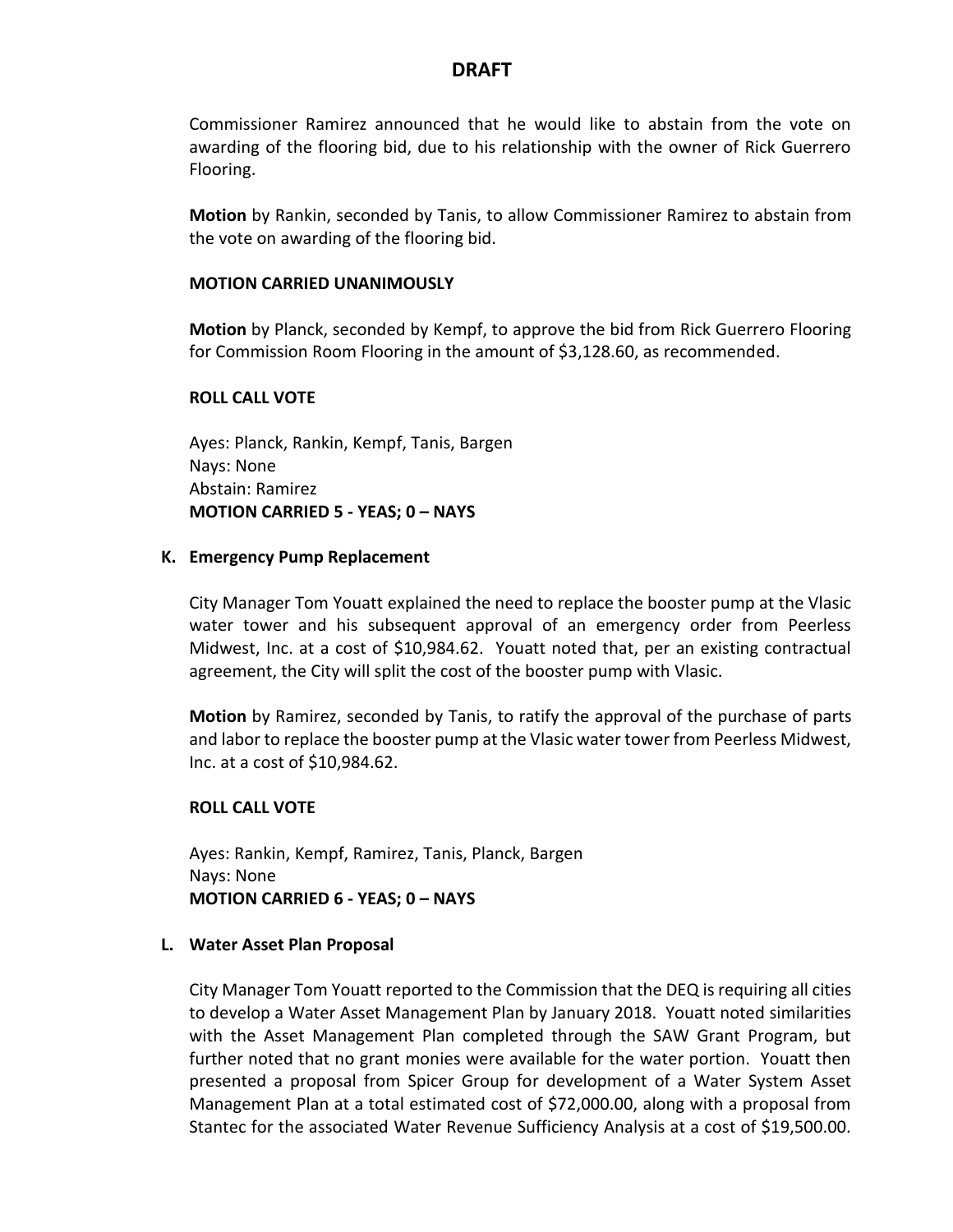# DRAFT

Commissioner Ramirez announced that he would like to abstain from the vote on awarding of the flooring bid, due to his relationship with the owner of Rick Guerrero Flooring.

**Motion** by Rankin, seconded by Tanis, to allow Commissioner Ramirez to abstain from the vote on awarding of the flooring bid.

**MOTION CARRIED UNANIMOUSLY**

**Motion** by Planck, seconded by Kempf, to approve the bid from Rick Guerrero Flooring for Commission Room Flooring in the amount of $3,128.60, as recommended.

**ROLL CALL VOTE**

Ayes: Planck, Rankin, Kempf, Tanis, Bargen
Nays: None
Abstain: Ramirez
**MOTION CARRIED 5 - YEAS; 0 – NAYS**

**K. Emergency Pump Replacement**

City Manager Tom Youatt explained the need to replace the booster pump at the Vlasic water tower and his subsequent approval of an emergency order from Peerless Midwest, Inc. at a cost of $10,984.62. Youatt noted that, per an existing contractual agreement, the City will split the cost of the booster pump with Vlasic.

**Motion** by Ramirez, seconded by Tanis, to ratify the approval of the purchase of parts and labor to replace the booster pump at the Vlasic water tower from Peerless Midwest, Inc. at a cost of $10,984.62.

**ROLL CALL VOTE**

Ayes: Rankin, Kempf, Ramirez, Tanis, Planck, Bargen
Nays: None
**MOTION CARRIED 6 - YEAS; 0 – NAYS**

**L. Water Asset Plan Proposal**

City Manager Tom Youatt reported to the Commission that the DEQ is requiring all cities to develop a Water Asset Management Plan by January 2018. Youatt noted similarities with the Asset Management Plan completed through the SAW Grant Program, but further noted that no grant monies were available for the water portion. Youatt then presented a proposal from Spicer Group for development of a Water System Asset Management Plan at a total estimated cost of $72,000.00, along with a proposal from Stantec for the associated Water Revenue Sufficiency Analysis at a cost of $19,500.00.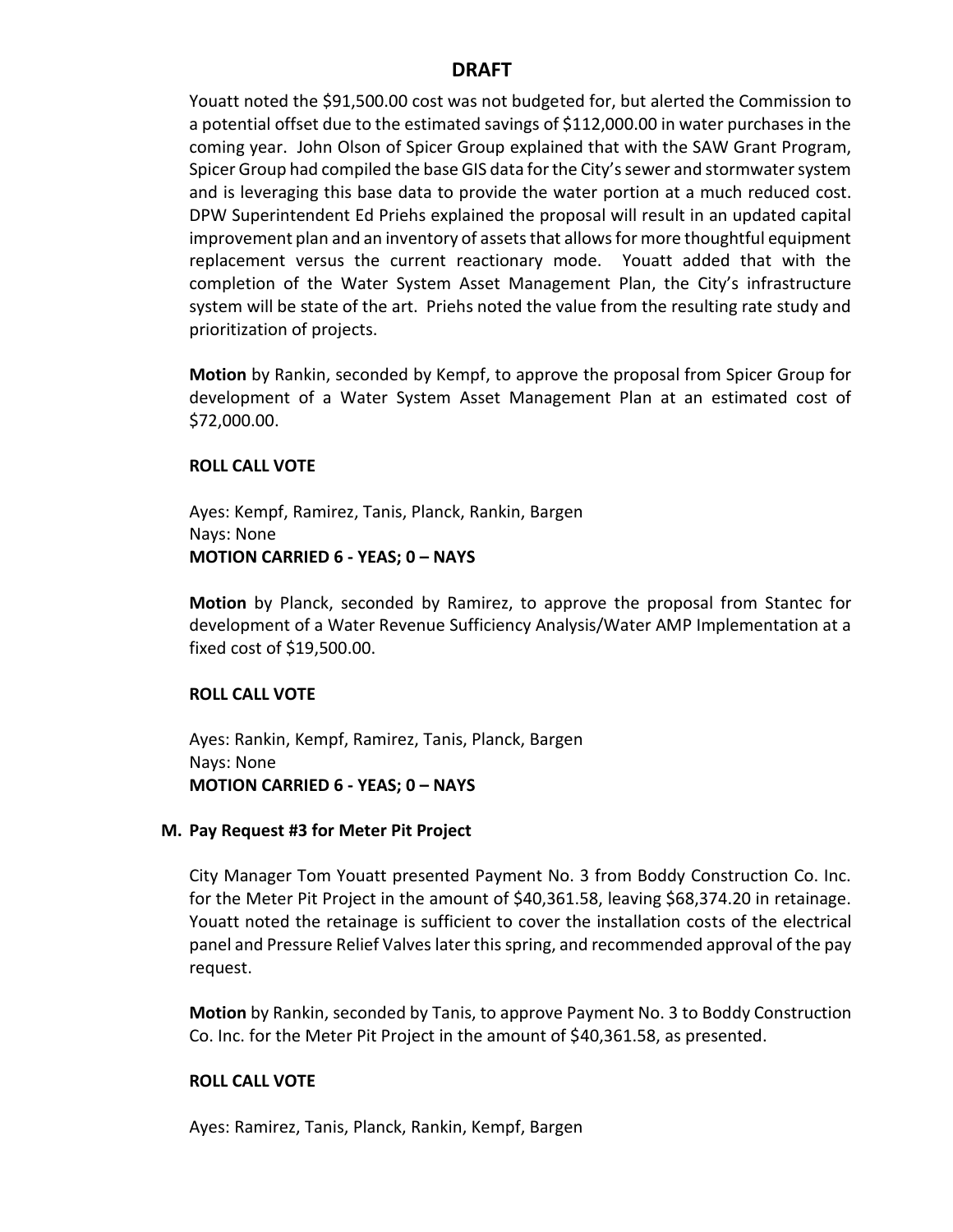**DRAFT**

Youatt noted the $91,500.00 cost was not budgeted for, but alerted the Commission to a potential offset due to the estimated savings of $112,000.00 in water purchases in the coming year. John Olson of Spicer Group explained that with the SAW Grant Program, Spicer Group had compiled the base GIS data for the City's sewer and stormwater system and is leveraging this base data to provide the water portion at a much reduced cost. DPW Superintendent Ed Priehs explained the proposal will result in an updated capital improvement plan and an inventory of assets that allows for more thoughtful equipment replacement versus the current reactionary mode. Youatt added that with the completion of the Water System Asset Management Plan, the City's infrastructure system will be state of the art. Priehs noted the value from the resulting rate study and prioritization of projects.

**Motion** by Rankin, seconded by Kempf, to approve the proposal from Spicer Group for development of a Water System Asset Management Plan at an estimated cost of $72,000.00.

**ROLL CALL VOTE**

Ayes: Kempf, Ramirez, Tanis, Planck, Rankin, Bargen
Nays: None
**MOTION CARRIED 6 - YEAS; 0 – NAYS**

**Motion** by Planck, seconded by Ramirez, to approve the proposal from Stantec for development of a Water Revenue Sufficiency Analysis/Water AMP Implementation at a fixed cost of $19,500.00.

**ROLL CALL VOTE**

Ayes: Rankin, Kempf, Ramirez, Tanis, Planck, Bargen
Nays: None
**MOTION CARRIED 6 - YEAS; 0 – NAYS**

**M. Pay Request #3 for Meter Pit Project**

City Manager Tom Youatt presented Payment No. 3 from Boddy Construction Co. Inc. for the Meter Pit Project in the amount of $40,361.58, leaving $68,374.20 in retainage. Youatt noted the retainage is sufficient to cover the installation costs of the electrical panel and Pressure Relief Valves later this spring, and recommended approval of the pay request.

**Motion** by Rankin, seconded by Tanis, to approve Payment No. 3 to Boddy Construction Co. Inc. for the Meter Pit Project in the amount of $40,361.58, as presented.

**ROLL CALL VOTE**

Ayes: Ramirez, Tanis, Planck, Rankin, Kempf, Bargen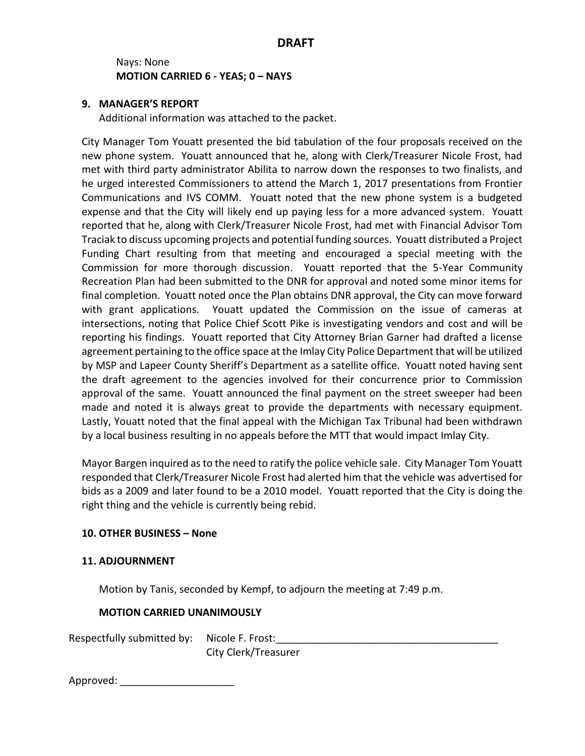**DRAFT**

Nays: None
**MOTION CARRIED 6 - YEAS; 0 – NAYS**

**9. MANAGER'S REPORT**

Additional information was attached to the packet.

City Manager Tom Youatt presented the bid tabulation of the four proposals received on the new phone system. Youatt announced that he, along with Clerk/Treasurer Nicole Frost, had met with third party administrator Abilita to narrow down the responses to two finalists, and he urged interested Commissioners to attend the March 1, 2017 presentations from Frontier Communications and IVS COMM. Youatt noted that the new phone system is a budgeted expense and that the City will likely end up paying less for a more advanced system. Youatt reported that he, along with Clerk/Treasurer Nicole Frost, had met with Financial Advisor Tom Traciak to discuss upcoming projects and potential funding sources. Youatt distributed a Project Funding Chart resulting from that meeting and encouraged a special meeting with the Commission for more thorough discussion. Youatt reported that the 5-Year Community Recreation Plan had been submitted to the DNR for approval and noted some minor items for final completion. Youatt noted once the Plan obtains DNR approval, the City can move forward with grant applications. Youatt updated the Commission on the issue of cameras at intersections, noting that Police Chief Scott Pike is investigating vendors and cost and will be reporting his findings. Youatt reported that City Attorney Brian Garner had drafted a license agreement pertaining to the office space at the Imlay City Police Department that will be utilized by MSP and Lapeer County Sheriff's Department as a satellite office. Youatt noted having sent the draft agreement to the agencies involved for their concurrence prior to Commission approval of the same. Youatt announced the final payment on the street sweeper had been made and noted it is always great to provide the departments with necessary equipment. Lastly, Youatt noted that the final appeal with the Michigan Tax Tribunal had been withdrawn by a local business resulting in no appeals before the MTT that would impact Imlay City.

Mayor Bargen inquired as to the need to ratify the police vehicle sale. City Manager Tom Youatt responded that Clerk/Treasurer Nicole Frost had alerted him that the vehicle was advertised for bids as a 2009 and later found to be a 2010 model. Youatt reported that the City is doing the right thing and the vehicle is currently being rebid.

**10. OTHER BUSINESS – None**

**11. ADJOURNMENT**

Motion by Tanis, seconded by Kempf, to adjourn the meeting at 7:49 p.m.

**MOTION CARRIED UNANIMOUSLY**

Respectfully submitted by: Nicole F. Frost:\_\_\_\_\_\_\_\_\_\_\_\_\_\_\_\_\_\_\_\_\_\_\_\_\_\_\_\_\_\_\_\_\_\_\_\_\_\_\_\_
City Clerk/Treasurer

Approved: \_\_\_\_\_\_\_\_\_\_\_\_\_\_\_\_\_\_\_\_